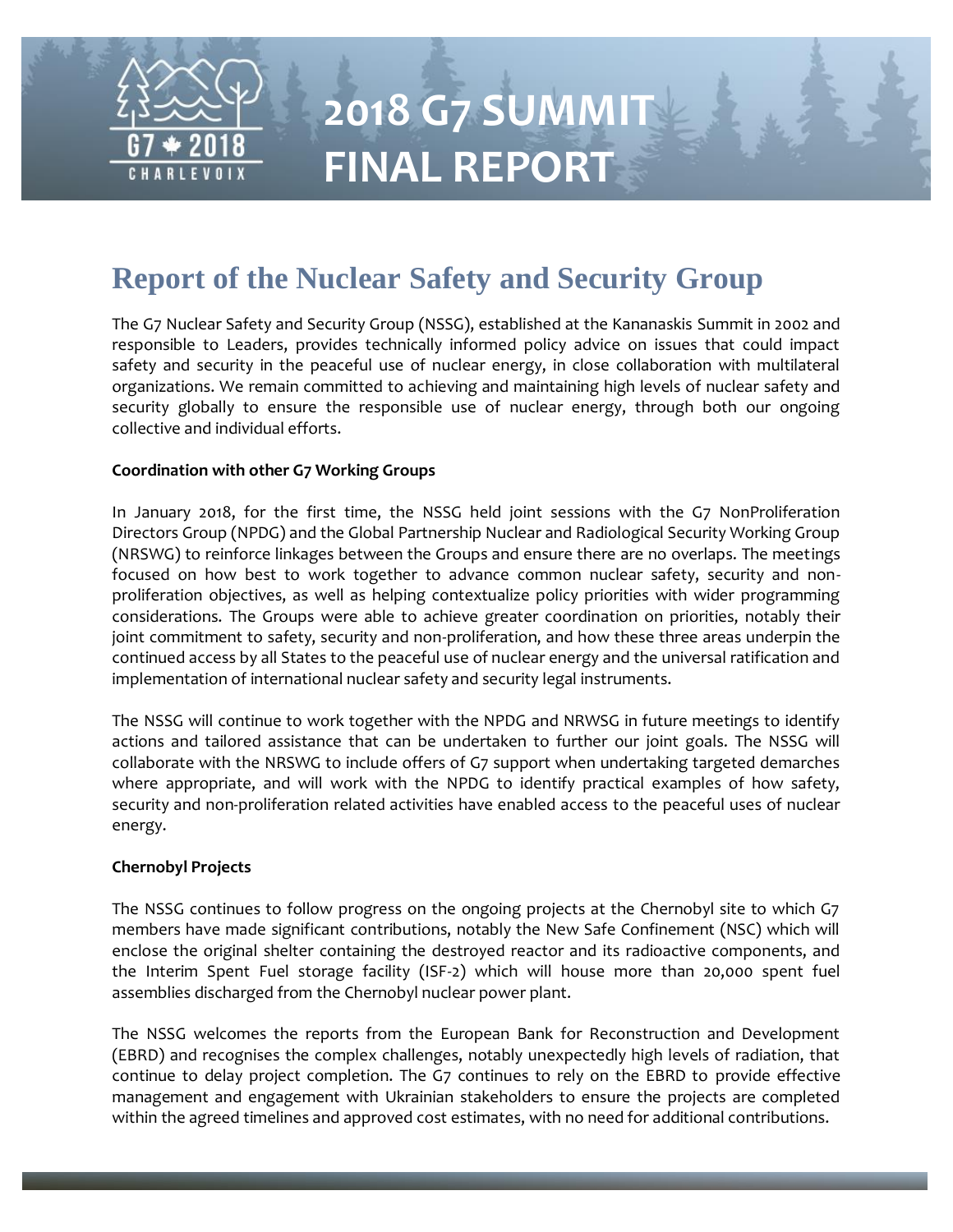# 2018 G7 SUMMIT FINAL REPORT

## Report of the Nuclear Safety and Security Group

The G7 Nuclear Safety and Security Group (NSSG), established at the Kananaskis Summit in 2002 and responsible to Leaders, provides technically informed policy advice on issues that could impact safety and security in the peaceful use of nuclear energy, in close collaboration with multilateral organizations. We remain committed to achieving and maintaining high levels of nuclear safety and security globally to ensure the responsible use of nuclear energy, through both our ongoing collective and individual efforts.

**Coordination with other G7 Working Groups**

In January 2018, for the first time, the NSSG held joint sessions with the G7 NonProliferation Directors Group (NPDG) and the Global Partnership Nuclear and Radiological Security Working Group (NRSWG) to reinforce linkages between the Groups and ensure there are no overlaps. The meetings focused on how best to work together to advance common nuclear safety, security and non-proliferation objectives, as well as helping contextualize policy priorities with wider programming considerations. The Groups were able to achieve greater coordination on priorities, notably their joint commitment to safety, security and non-proliferation, and how these three areas underpin the continued access by all States to the peaceful use of nuclear energy and the universal ratification and implementation of international nuclear safety and security legal instruments.

The NSSG will continue to work together with the NPDG and NRWSG in future meetings to identify actions and tailored assistance that can be undertaken to further our joint goals. The NSSG will collaborate with the NRSWG to include offers of G7 support when undertaking targeted demarches where appropriate, and will work with the NPDG to identify practical examples of how safety, security and non-proliferation related activities have enabled access to the peaceful uses of nuclear energy.

**Chernobyl Projects**

The NSSG continues to follow progress on the ongoing projects at the Chernobyl site to which G7 members have made significant contributions, notably the New Safe Confinement (NSC) which will enclose the original shelter containing the destroyed reactor and its radioactive components, and the Interim Spent Fuel storage facility (ISF-2) which will house more than 20,000 spent fuel assemblies discharged from the Chernobyl nuclear power plant.

The NSSG welcomes the reports from the European Bank for Reconstruction and Development (EBRD) and recognises the complex challenges, notably unexpectedly high levels of radiation, that continue to delay project completion. The G7 continues to rely on the EBRD to provide effective management and engagement with Ukrainian stakeholders to ensure the projects are completed within the agreed timelines and approved cost estimates, with no need for additional contributions.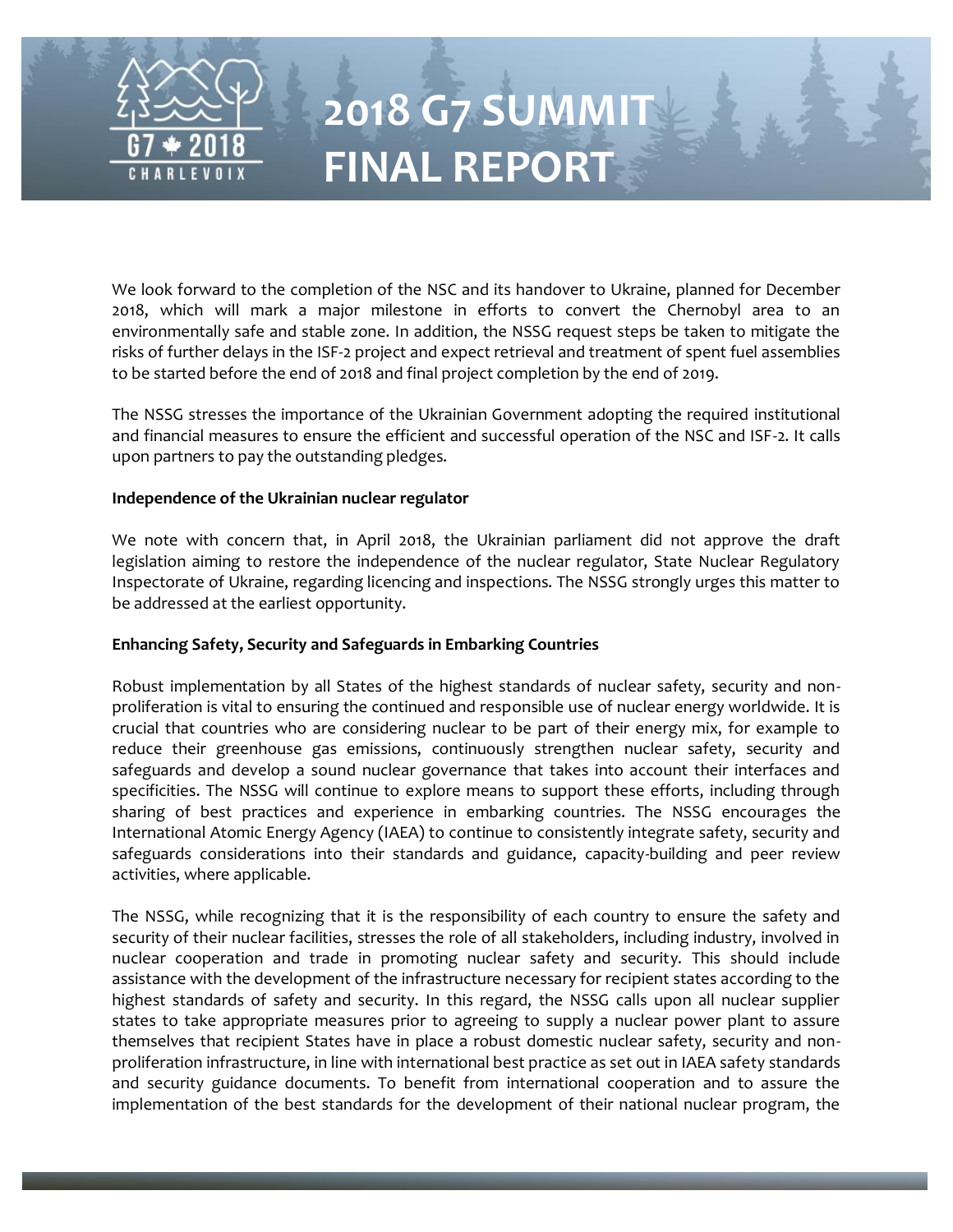We look forward to the completion of the NSC and its handover to Ukraine, planned for December 2018, which will mark a major milestone in efforts to convert the Chernobyl area to an environmentally safe and stable zone. In addition, the NSSG request steps be taken to mitigate the risks of further delays in the ISF-2 project and expect retrieval and treatment of spent fuel assemblies to be started before the end of 2018 and final project completion by the end of 2019.

The NSSG stresses the importance of the Ukrainian Government adopting the required institutional and financial measures to ensure the efficient and successful operation of the NSC and ISF-2. It calls upon partners to pay the outstanding pledges.

**Independence of the Ukrainian nuclear regulator**

We note with concern that, in April 2018, the Ukrainian parliament did not approve the draft legislation aiming to restore the independence of the nuclear regulator, State Nuclear Regulatory Inspectorate of Ukraine, regarding licencing and inspections. The NSSG strongly urges this matter to be addressed at the earliest opportunity.

**Enhancing Safety, Security and Safeguards in Embarking Countries**

Robust implementation by all States of the highest standards of nuclear safety, security and non-proliferation is vital to ensuring the continued and responsible use of nuclear energy worldwide. It is crucial that countries who are considering nuclear to be part of their energy mix, for example to reduce their greenhouse gas emissions, continuously strengthen nuclear safety, security and safeguards and develop a sound nuclear governance that takes into account their interfaces and specificities. The NSSG will continue to explore means to support these efforts, including through sharing of best practices and experience in embarking countries. The NSSG encourages the International Atomic Energy Agency (IAEA) to continue to consistently integrate safety, security and safeguards considerations into their standards and guidance, capacity-building and peer review activities, where applicable.

The NSSG, while recognizing that it is the responsibility of each country to ensure the safety and security of their nuclear facilities, stresses the role of all stakeholders, including industry, involved in nuclear cooperation and trade in promoting nuclear safety and security. This should include assistance with the development of the infrastructure necessary for recipient states according to the highest standards of safety and security. In this regard, the NSSG calls upon all nuclear supplier states to take appropriate measures prior to agreeing to supply a nuclear power plant to assure themselves that recipient States have in place a robust domestic nuclear safety, security and non-proliferation infrastructure, in line with international best practice as set out in IAEA safety standards and security guidance documents. To benefit from international cooperation and to assure the implementation of the best standards for the development of their national nuclear program, the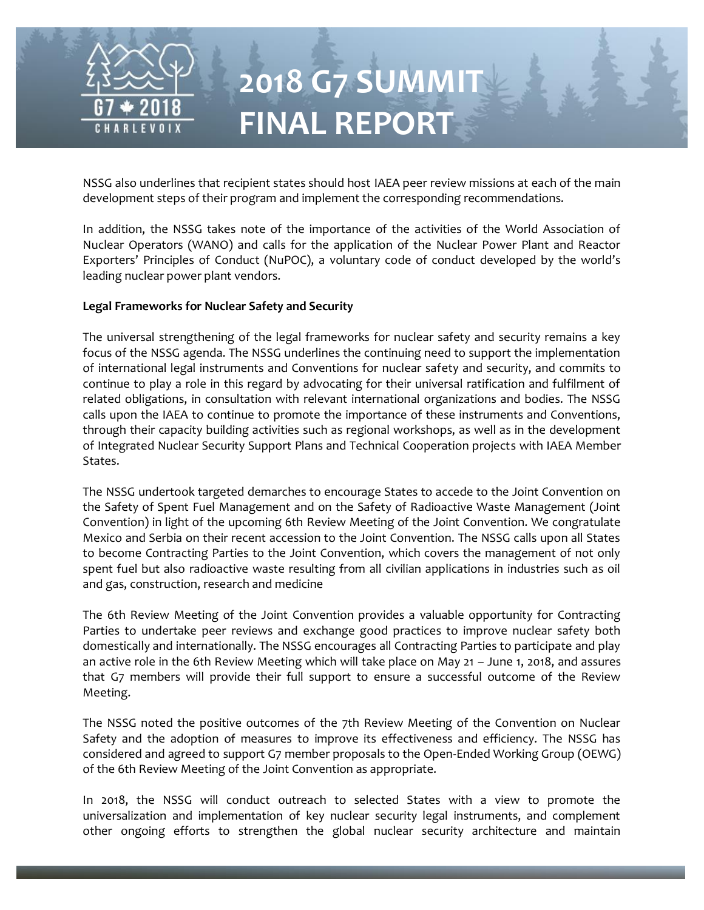NSSG also underlines that recipient states should host IAEA peer review missions at each of the main development steps of their program and implement the corresponding recommendations.

In addition, the NSSG takes note of the importance of the activities of the World Association of Nuclear Operators (WANO) and calls for the application of the Nuclear Power Plant and Reactor Exporters' Principles of Conduct (NuPOC), a voluntary code of conduct developed by the world's leading nuclear power plant vendors.

**Legal Frameworks for Nuclear Safety and Security**

The universal strengthening of the legal frameworks for nuclear safety and security remains a key focus of the NSSG agenda. The NSSG underlines the continuing need to support the implementation of international legal instruments and Conventions for nuclear safety and security, and commits to continue to play a role in this regard by advocating for their universal ratification and fulfilment of related obligations, in consultation with relevant international organizations and bodies. The NSSG calls upon the IAEA to continue to promote the importance of these instruments and Conventions, through their capacity building activities such as regional workshops, as well as in the development of Integrated Nuclear Security Support Plans and Technical Cooperation projects with IAEA Member States.

The NSSG undertook targeted demarches to encourage States to accede to the Joint Convention on the Safety of Spent Fuel Management and on the Safety of Radioactive Waste Management (Joint Convention) in light of the upcoming 6th Review Meeting of the Joint Convention. We congratulate Mexico and Serbia on their recent accession to the Joint Convention. The NSSG calls upon all States to become Contracting Parties to the Joint Convention, which covers the management of not only spent fuel but also radioactive waste resulting from all civilian applications in industries such as oil and gas, construction, research and medicine

The 6th Review Meeting of the Joint Convention provides a valuable opportunity for Contracting Parties to undertake peer reviews and exchange good practices to improve nuclear safety both domestically and internationally. The NSSG encourages all Contracting Parties to participate and play an active role in the 6th Review Meeting which will take place on May 21 – June 1, 2018, and assures that G7 members will provide their full support to ensure a successful outcome of the Review Meeting.

The NSSG noted the positive outcomes of the 7th Review Meeting of the Convention on Nuclear Safety and the adoption of measures to improve its effectiveness and efficiency. The NSSG has considered and agreed to support G7 member proposals to the Open-Ended Working Group (OEWG) of the 6th Review Meeting of the Joint Convention as appropriate.

In 2018, the NSSG will conduct outreach to selected States with a view to promote the universalization and implementation of key nuclear security legal instruments, and complement other ongoing efforts to strengthen the global nuclear security architecture and maintain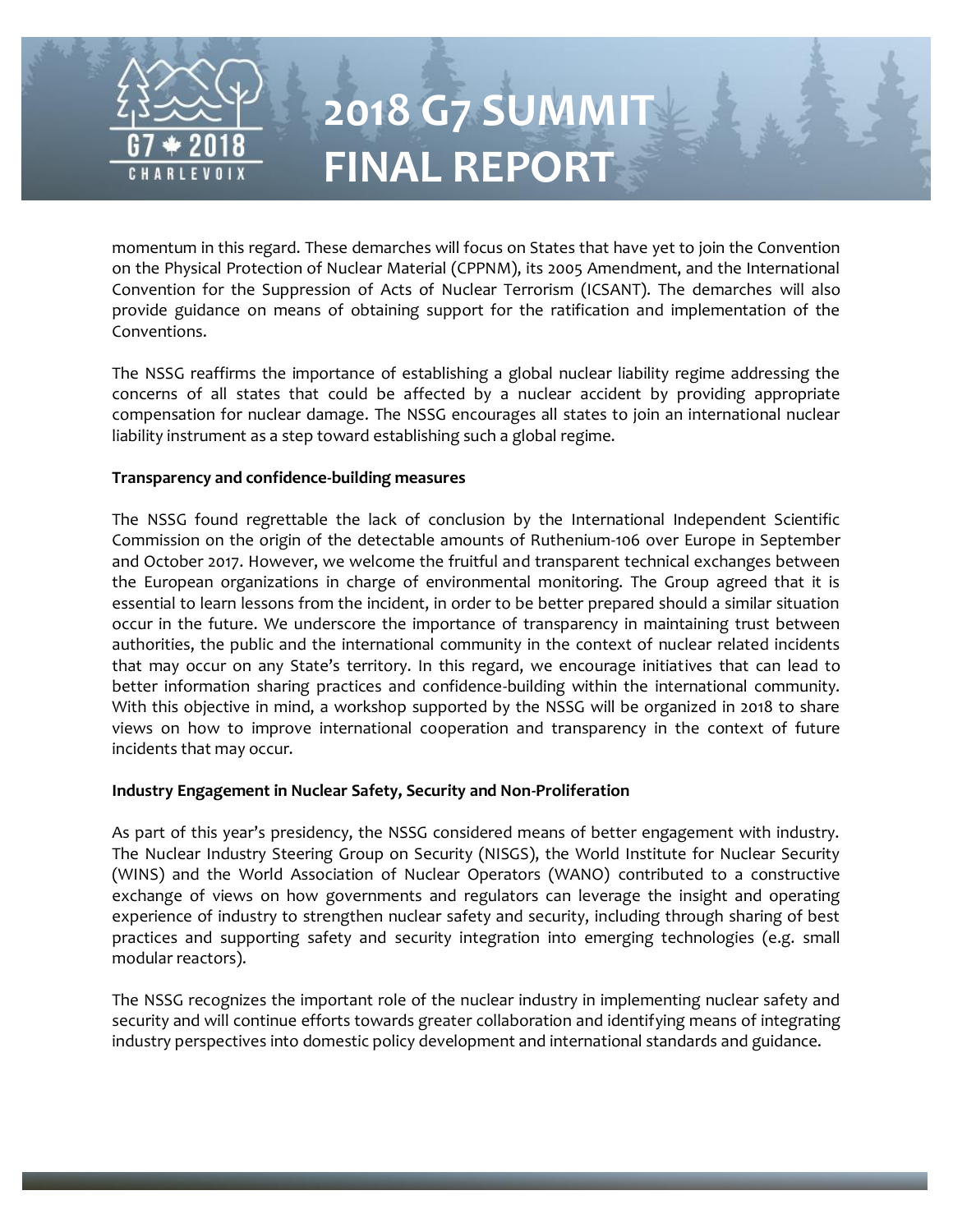momentum in this regard. These demarches will focus on States that have yet to join the Convention on the Physical Protection of Nuclear Material (CPPNM), its 2005 Amendment, and the International Convention for the Suppression of Acts of Nuclear Terrorism (ICSANT). The demarches will also provide guidance on means of obtaining support for the ratification and implementation of the Conventions.

The NSSG reaffirms the importance of establishing a global nuclear liability regime addressing the concerns of all states that could be affected by a nuclear accident by providing appropriate compensation for nuclear damage. The NSSG encourages all states to join an international nuclear liability instrument as a step toward establishing such a global regime.

**Transparency and confidence-building measures**

The NSSG found regrettable the lack of conclusion by the International Independent Scientific Commission on the origin of the detectable amounts of Ruthenium-106 over Europe in September and October 2017. However, we welcome the fruitful and transparent technical exchanges between the European organizations in charge of environmental monitoring. The Group agreed that it is essential to learn lessons from the incident, in order to be better prepared should a similar situation occur in the future. We underscore the importance of transparency in maintaining trust between authorities, the public and the international community in the context of nuclear related incidents that may occur on any State's territory. In this regard, we encourage initiatives that can lead to better information sharing practices and confidence-building within the international community. With this objective in mind, a workshop supported by the NSSG will be organized in 2018 to share views on how to improve international cooperation and transparency in the context of future incidents that may occur.

**Industry Engagement in Nuclear Safety, Security and Non-Proliferation**

As part of this year's presidency, the NSSG considered means of better engagement with industry. The Nuclear Industry Steering Group on Security (NISGS), the World Institute for Nuclear Security (WINS) and the World Association of Nuclear Operators (WANO) contributed to a constructive exchange of views on how governments and regulators can leverage the insight and operating experience of industry to strengthen nuclear safety and security, including through sharing of best practices and supporting safety and security integration into emerging technologies (e.g. small modular reactors).

The NSSG recognizes the important role of the nuclear industry in implementing nuclear safety and security and will continue efforts towards greater collaboration and identifying means of integrating industry perspectives into domestic policy development and international standards and guidance.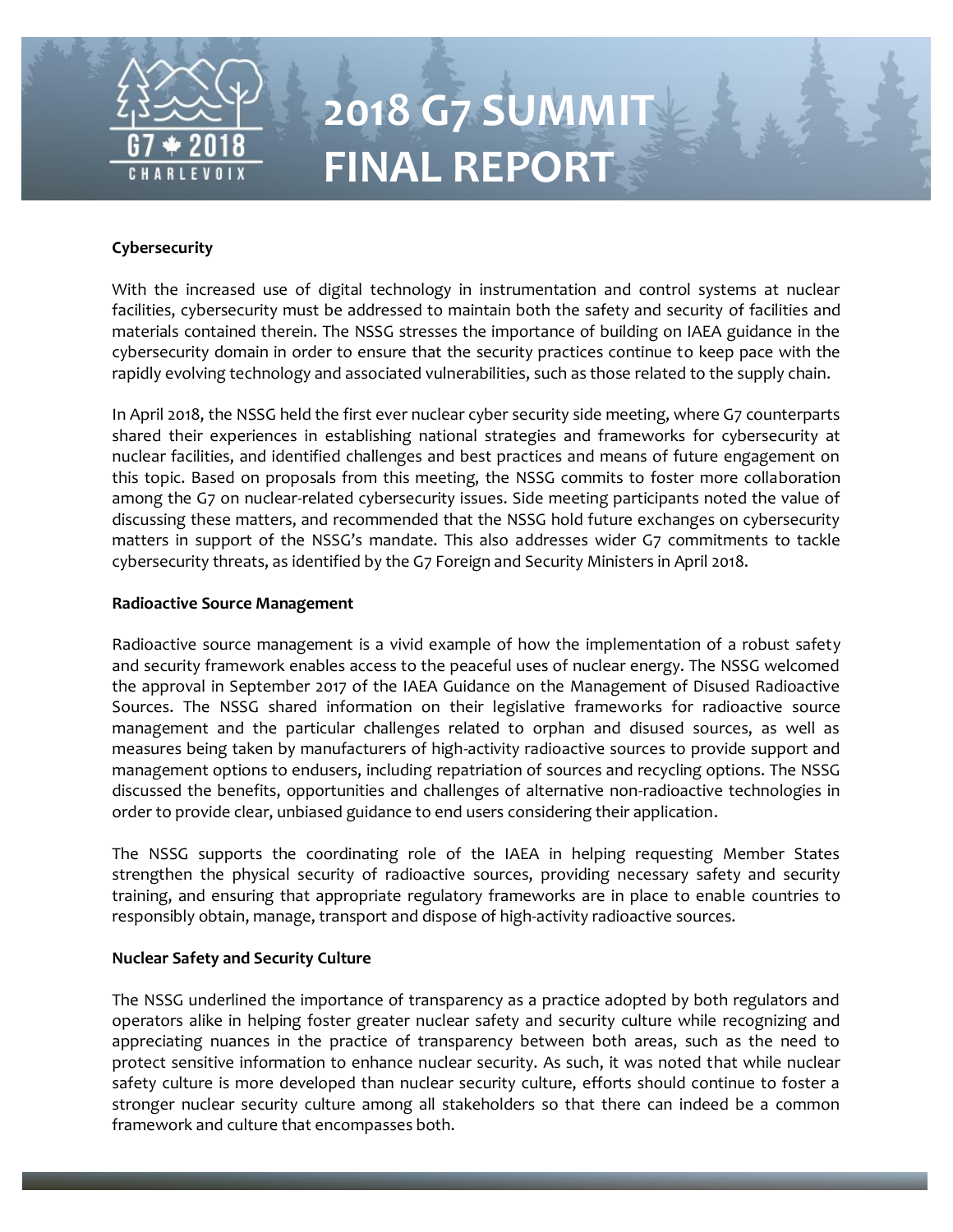### Cybersecurity

With the increased use of digital technology in instrumentation and control systems at nuclear facilities, cybersecurity must be addressed to maintain both the safety and security of facilities and materials contained therein. The NSSG stresses the importance of building on IAEA guidance in the cybersecurity domain in order to ensure that the security practices continue to keep pace with the rapidly evolving technology and associated vulnerabilities, such as those related to the supply chain.

In April 2018, the NSSG held the first ever nuclear cyber security side meeting, where G7 counterparts shared their experiences in establishing national strategies and frameworks for cybersecurity at nuclear facilities, and identified challenges and best practices and means of future engagement on this topic. Based on proposals from this meeting, the NSSG commits to foster more collaboration among the G7 on nuclear-related cybersecurity issues. Side meeting participants noted the value of discussing these matters, and recommended that the NSSG hold future exchanges on cybersecurity matters in support of the NSSG's mandate. This also addresses wider G7 commitments to tackle cybersecurity threats, as identified by the G7 Foreign and Security Ministers in April 2018.

### Radioactive Source Management

Radioactive source management is a vivid example of how the implementation of a robust safety and security framework enables access to the peaceful uses of nuclear energy. The NSSG welcomed the approval in September 2017 of the IAEA Guidance on the Management of Disused Radioactive Sources. The NSSG shared information on their legislative frameworks for radioactive source management and the particular challenges related to orphan and disused sources, as well as measures being taken by manufacturers of high-activity radioactive sources to provide support and management options to endusers, including repatriation of sources and recycling options. The NSSG discussed the benefits, opportunities and challenges of alternative non-radioactive technologies in order to provide clear, unbiased guidance to end users considering their application.

The NSSG supports the coordinating role of the IAEA in helping requesting Member States strengthen the physical security of radioactive sources, providing necessary safety and security training, and ensuring that appropriate regulatory frameworks are in place to enable countries to responsibly obtain, manage, transport and dispose of high-activity radioactive sources.

### Nuclear Safety and Security Culture

The NSSG underlined the importance of transparency as a practice adopted by both regulators and operators alike in helping foster greater nuclear safety and security culture while recognizing and appreciating nuances in the practice of transparency between both areas, such as the need to protect sensitive information to enhance nuclear security. As such, it was noted that while nuclear safety culture is more developed than nuclear security culture, efforts should continue to foster a stronger nuclear security culture among all stakeholders so that there can indeed be a common framework and culture that encompasses both.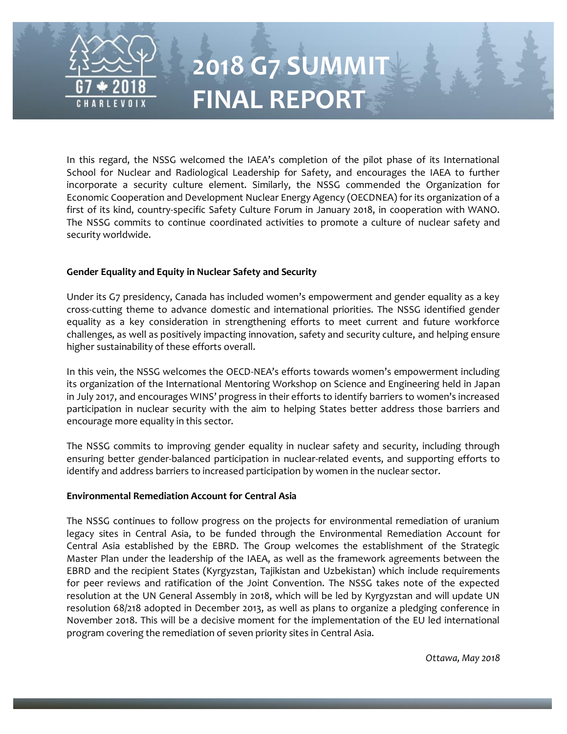In this regard, the NSSG welcomed the IAEA's completion of the pilot phase of its International School for Nuclear and Radiological Leadership for Safety, and encourages the IAEA to further incorporate a security culture element. Similarly, the NSSG commended the Organization for Economic Cooperation and Development Nuclear Energy Agency (OECDNEA) for its organization of a first of its kind, country-specific Safety Culture Forum in January 2018, in cooperation with WANO. The NSSG commits to continue coordinated activities to promote a culture of nuclear safety and security worldwide.

**Gender Equality and Equity in Nuclear Safety and Security**

Under its G7 presidency, Canada has included women's empowerment and gender equality as a key cross-cutting theme to advance domestic and international priorities. The NSSG identified gender equality as a key consideration in strengthening efforts to meet current and future workforce challenges, as well as positively impacting innovation, safety and security culture, and helping ensure higher sustainability of these efforts overall.

In this vein, the NSSG welcomes the OECD-NEA's efforts towards women's empowerment including its organization of the International Mentoring Workshop on Science and Engineering held in Japan in July 2017, and encourages WINS' progress in their efforts to identify barriers to women's increased participation in nuclear security with the aim to helping States better address those barriers and encourage more equality in this sector.

The NSSG commits to improving gender equality in nuclear safety and security, including through ensuring better gender-balanced participation in nuclear-related events, and supporting efforts to identify and address barriers to increased participation by women in the nuclear sector.

**Environmental Remediation Account for Central Asia**

The NSSG continues to follow progress on the projects for environmental remediation of uranium legacy sites in Central Asia, to be funded through the Environmental Remediation Account for Central Asia established by the EBRD. The Group welcomes the establishment of the Strategic Master Plan under the leadership of the IAEA, as well as the framework agreements between the EBRD and the recipient States (Kyrgyzstan, Tajikistan and Uzbekistan) which include requirements for peer reviews and ratification of the Joint Convention. The NSSG takes note of the expected resolution at the UN General Assembly in 2018, which will be led by Kyrgyzstan and will update UN resolution 68/218 adopted in December 2013, as well as plans to organize a pledging conference in November 2018. This will be a decisive moment for the implementation of the EU led international program covering the remediation of seven priority sites in Central Asia.

*Ottawa, May 2018*